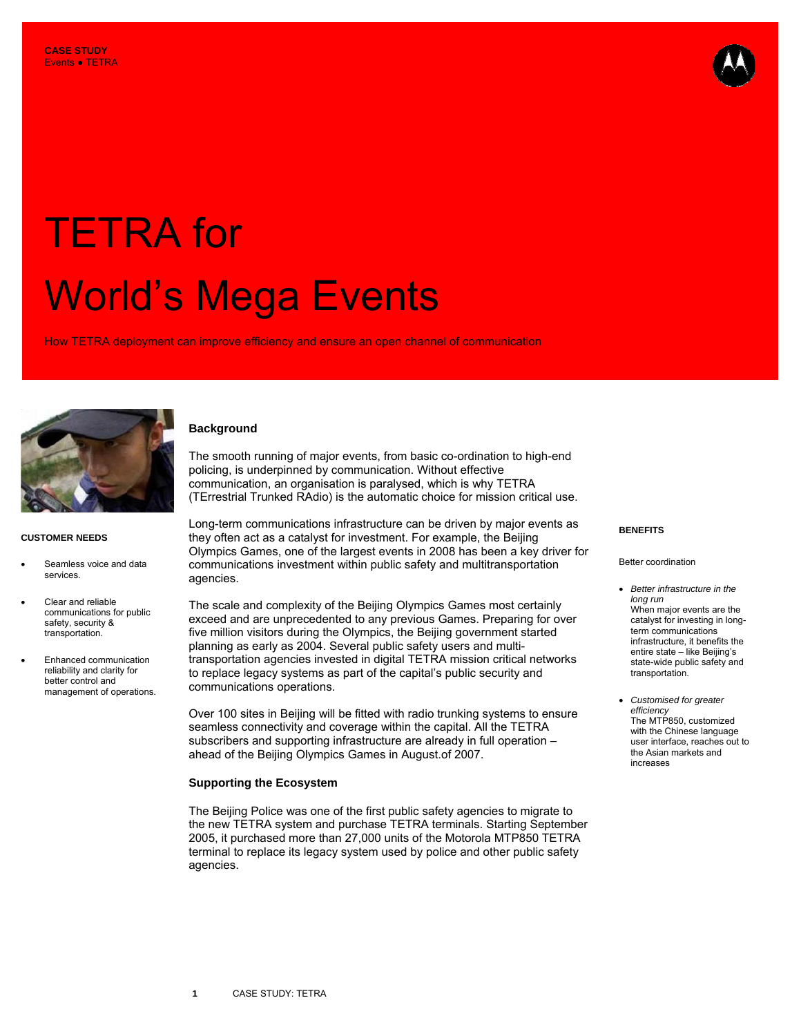**CASE STUDY**
Events • TETRA

# TETRA for World's Mega Events

How TETRA deployment can improve efficiency and ensure an open channel of communication

### CUSTOMER NEEDS

- Seamless voice and data services.
- Clear and reliable communications for public safety, security & transportation.
- Enhanced communication reliability and clarity for better control and management of operations.

## Background

The smooth running of major events, from basic co-ordination to high-end policing, is underpinned by communication. Without effective communication, an organisation is paralysed, which is why TETRA (TErrestrial Trunked RAdio) is the automatic choice for mission critical use.

Long-term communications infrastructure can be driven by major events as they often act as a catalyst for investment. For example, the Beijing Olympics Games, one of the largest events in 2008 has been a key driver for communications investment within public safety and multitransportation agencies.

The scale and complexity of the Beijing Olympics Games most certainly exceed and are unprecedented to any previous Games. Preparing for over five million visitors during the Olympics, the Beijing government started planning as early as 2004. Several public safety users and multi-transportation agencies invested in digital TETRA mission critical networks to replace legacy systems as part of the capital's public security and communications operations.

Over 100 sites in Beijing will be fitted with radio trunking systems to ensure seamless connectivity and coverage within the capital. All the TETRA subscribers and supporting infrastructure are already in full operation – ahead of the Beijing Olympics Games in August.of 2007.

## Supporting the Ecosystem

The Beijing Police was one of the first public safety agencies to migrate to the new TETRA system and purchase TETRA terminals. Starting September 2005, it purchased more than 27,000 units of the Motorola MTP850 TETRA terminal to replace its legacy system used by police and other public safety agencies.

### BENEFITS

Better coordination

- *Better infrastructure in the long run*
  When major events are the catalyst for investing in long-term communications infrastructure, it benefits the entire state – like Beijing's state-wide public safety and transportation.
- *Customised for greater efficiency*
  The MTP850, customized with the Chinese language user interface, reaches out to the Asian markets and increases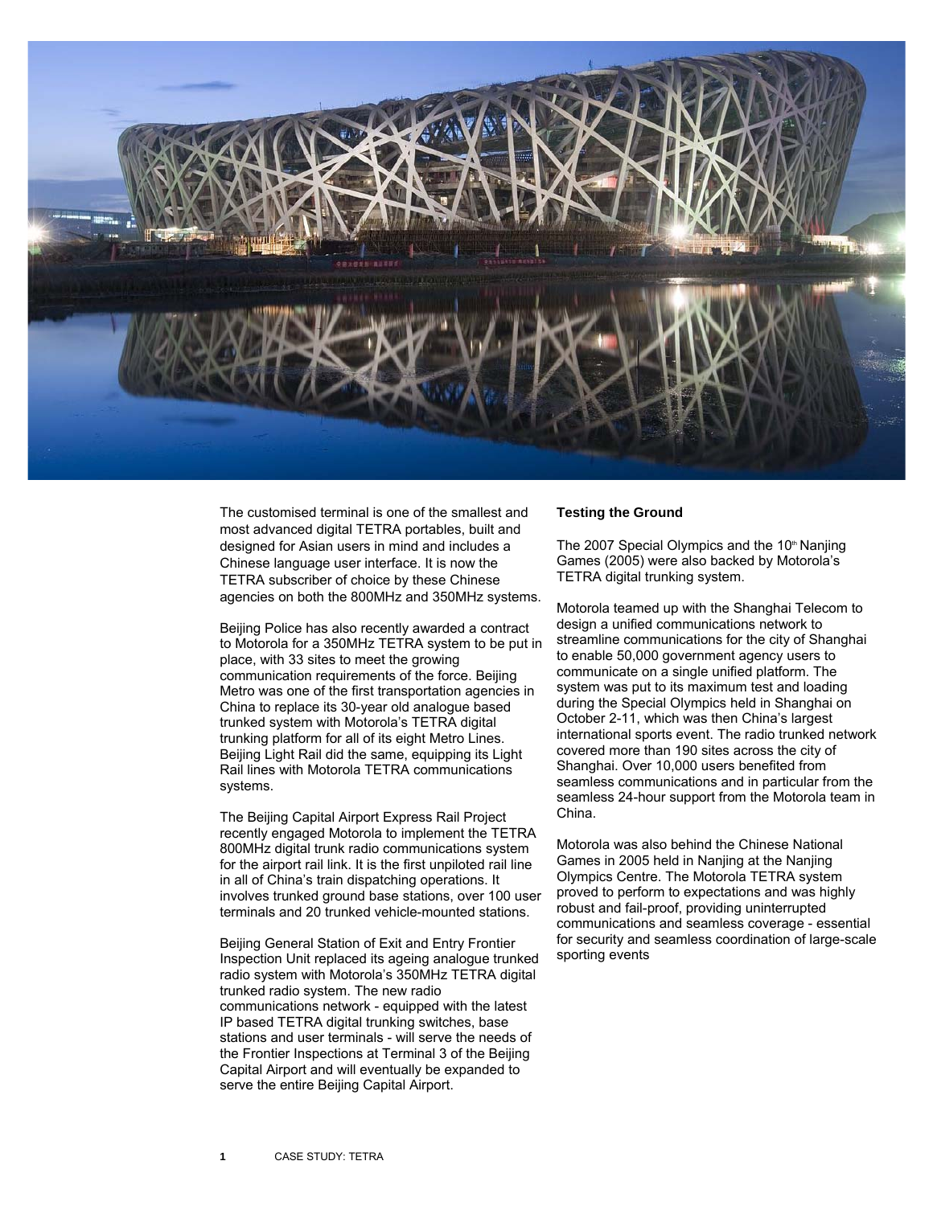The customised terminal is one of the smallest and most advanced digital TETRA portables, built and designed for Asian users in mind and includes a Chinese language user interface. It is now the TETRA subscriber of choice by these Chinese agencies on both the 800MHz and 350MHz systems.

Beijing Police has also recently awarded a contract to Motorola for a 350MHz TETRA system to be put in place, with 33 sites to meet the growing communication requirements of the force. Beijing Metro was one of the first transportation agencies in China to replace its 30-year old analogue based trunked system with Motorola's TETRA digital trunking platform for all of its eight Metro Lines. Beijing Light Rail did the same, equipping its Light Rail lines with Motorola TETRA communications systems.

The Beijing Capital Airport Express Rail Project recently engaged Motorola to implement the TETRA 800MHz digital trunk radio communications system for the airport rail link. It is the first unpiloted rail line in all of China's train dispatching operations. It involves trunked ground base stations, over 100 user terminals and 20 trunked vehicle-mounted stations.

Beijing General Station of Exit and Entry Frontier Inspection Unit replaced its ageing analogue trunked radio system with Motorola's 350MHz TETRA digital trunked radio system. The new radio communications network - equipped with the latest IP based TETRA digital trunking switches, base stations and user terminals - will serve the needs of the Frontier Inspections at Terminal 3 of the Beijing Capital Airport and will eventually be expanded to serve the entire Beijing Capital Airport.

**Testing the Ground**

The 2007 Special Olympics and the 10th Nanjing Games (2005) were also backed by Motorola's TETRA digital trunking system.

Motorola teamed up with the Shanghai Telecom to design a unified communications network to streamline communications for the city of Shanghai to enable 50,000 government agency users to communicate on a single unified platform. The system was put to its maximum test and loading during the Special Olympics held in Shanghai on October 2-11, which was then China's largest international sports event. The radio trunked network covered more than 190 sites across the city of Shanghai. Over 10,000 users benefited from seamless communications and in particular from the seamless 24-hour support from the Motorola team in China.

Motorola was also behind the Chinese National Games in 2005 held in Nanjing at the Nanjing Olympics Centre. The Motorola TETRA system proved to perform to expectations and was highly robust and fail-proof, providing uninterrupted communications and seamless coverage - essential for security and seamless coordination of large-scale sporting events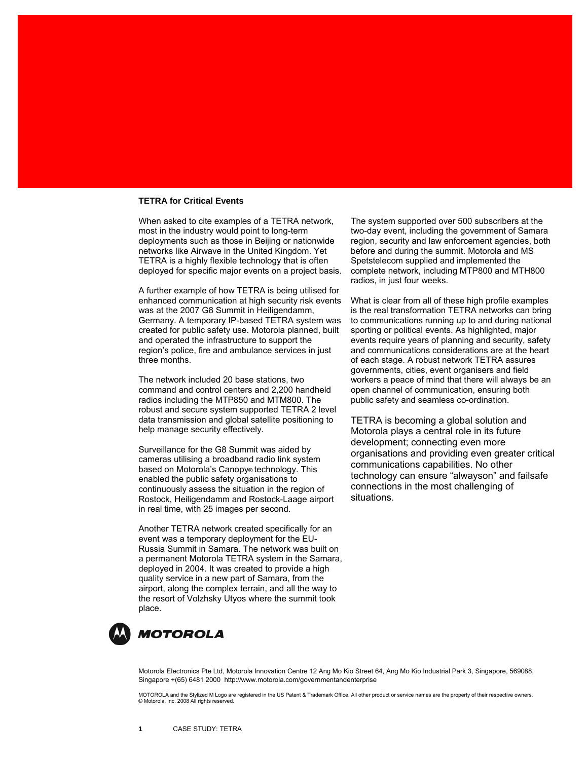**TETRA for Critical Events**

When asked to cite examples of a TETRA network, most in the industry would point to long-term deployments such as those in Beijing or nationwide networks like Airwave in the United Kingdom. Yet TETRA is a highly flexible technology that is often deployed for specific major events on a project basis.

A further example of how TETRA is being utilised for enhanced communication at high security risk events was at the 2007 G8 Summit in Heiligendamm, Germany. A temporary IP-based TETRA system was created for public safety use. Motorola planned, built and operated the infrastructure to support the region's police, fire and ambulance services in just three months.

The network included 20 base stations, two command and control centers and 2,200 handheld radios including the MTP850 and MTM800. The robust and secure system supported TETRA 2 level data transmission and global satellite positioning to help manage security effectively.

Surveillance for the G8 Summit was aided by cameras utilising a broadband radio link system based on Motorola's Canopy® technology. This enabled the public safety organisations to continuously assess the situation in the region of Rostock, Heiligendamm and Rostock-Laage airport in real time, with 25 images per second.

Another TETRA network created specifically for an event was a temporary deployment for the EU-Russia Summit in Samara. The network was built on a permanent Motorola TETRA system in the Samara, deployed in 2004. It was created to provide a high quality service in a new part of Samara, from the airport, along the complex terrain, and all the way to the resort of Volzhsky Utyos where the summit took place.

The system supported over 500 subscribers at the two-day event, including the government of Samara region, security and law enforcement agencies, both before and during the summit. Motorola and MS Spetstelecom supplied and implemented the complete network, including MTP800 and MTH800 radios, in just four weeks.

What is clear from all of these high profile examples is the real transformation TETRA networks can bring to communications running up to and during national sporting or political events. As highlighted, major events require years of planning and security, safety and communications considerations are at the heart of each stage. A robust network TETRA assures governments, cities, event organisers and field workers a peace of mind that there will always be an open channel of communication, ensuring both public safety and seamless co-ordination.

TETRA is becoming a global solution and Motorola plays a central role in its future development; connecting even more organisations and providing even greater critical communications capabilities. No other technology can ensure "alwayson" and failsafe connections in the most challenging of situations.

**MOTOROLA**

Motorola Electronics Pte Ltd, Motorola Innovation Centre 12 Ang Mo Kio Street 64, Ang Mo Kio Industrial Park 3, Singapore, 569088, Singapore +(65) 6481 2000 http://www.motorola.com/governmentandenterprise

MOTOROLA and the Stylized M Logo are registered in the US Patent & Trademark Office. All other product or service names are the property of their respective owners. © Motorola, Inc. 2008 All rights reserved.